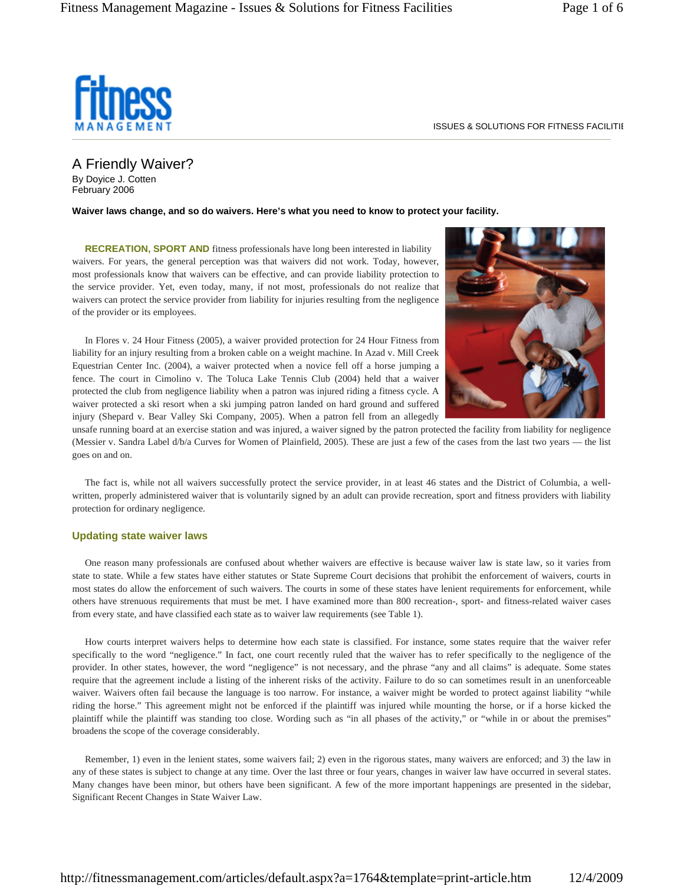# A Friendly Waiver?

By Doyice J. Cotten
February 2006

**Waiver laws change, and so do waivers. Here's what you need to know to protect your facility.**

**RECREATION, SPORT AND** fitness professionals have long been interested in liability waivers. For years, the general perception was that waivers did not work. Today, however, most professionals know that waivers can be effective, and can provide liability protection to the service provider. Yet, even today, many, if not most, professionals do not realize that waivers can protect the service provider from liability for injuries resulting from the negligence of the provider or its employees.

In Flores v. 24 Hour Fitness (2005), a waiver provided protection for 24 Hour Fitness from liability for an injury resulting from a broken cable on a weight machine. In Azad v. Mill Creek Equestrian Center Inc. (2004), a waiver protected when a novice fell off a horse jumping a fence. The court in Cimolino v. The Toluca Lake Tennis Club (2004) held that a waiver protected the club from negligence liability when a patron was injured riding a fitness cycle. A waiver protected a ski resort when a ski jumping patron landed on hard ground and suffered injury (Shepard v. Bear Valley Ski Company, 2005). When a patron fell from an allegedly unsafe running board at an exercise station and was injured, a waiver signed by the patron protected the facility from liability for negligence (Messier v. Sandra Label d/b/a Curves for Women of Plainfield, 2005). These are just a few of the cases from the last two years — the list goes on and on.

The fact is, while not all waivers successfully protect the service provider, in at least 46 states and the District of Columbia, a well-written, properly administered waiver that is voluntarily signed by an adult can provide recreation, sport and fitness providers with liability protection for ordinary negligence.

## Updating state waiver laws

One reason many professionals are confused about whether waivers are effective is because waiver law is state law, so it varies from state to state. While a few states have either statutes or State Supreme Court decisions that prohibit the enforcement of waivers, courts in most states do allow the enforcement of such waivers. The courts in some of these states have lenient requirements for enforcement, while others have strenuous requirements that must be met. I have examined more than 800 recreation-, sport- and fitness-related waiver cases from every state, and have classified each state as to waiver law requirements (see Table 1).

How courts interpret waivers helps to determine how each state is classified. For instance, some states require that the waiver refer specifically to the word "negligence." In fact, one court recently ruled that the waiver has to refer specifically to the negligence of the provider. In other states, however, the word "negligence" is not necessary, and the phrase "any and all claims" is adequate. Some states require that the agreement include a listing of the inherent risks of the activity. Failure to do so can sometimes result in an unenforceable waiver. Waivers often fail because the language is too narrow. For instance, a waiver might be worded to protect against liability "while riding the horse." This agreement might not be enforced if the plaintiff was injured while mounting the horse, or if a horse kicked the plaintiff while the plaintiff was standing too close. Wording such as "in all phases of the activity," or "while in or about the premises" broadens the scope of the coverage considerably.

Remember, 1) even in the lenient states, some waivers fail; 2) even in the rigorous states, many waivers are enforced; and 3) the law in any of these states is subject to change at any time. Over the last three or four years, changes in waiver law have occurred in several states. Many changes have been minor, but others have been significant. A few of the more important happenings are presented in the sidebar, Significant Recent Changes in State Waiver Law.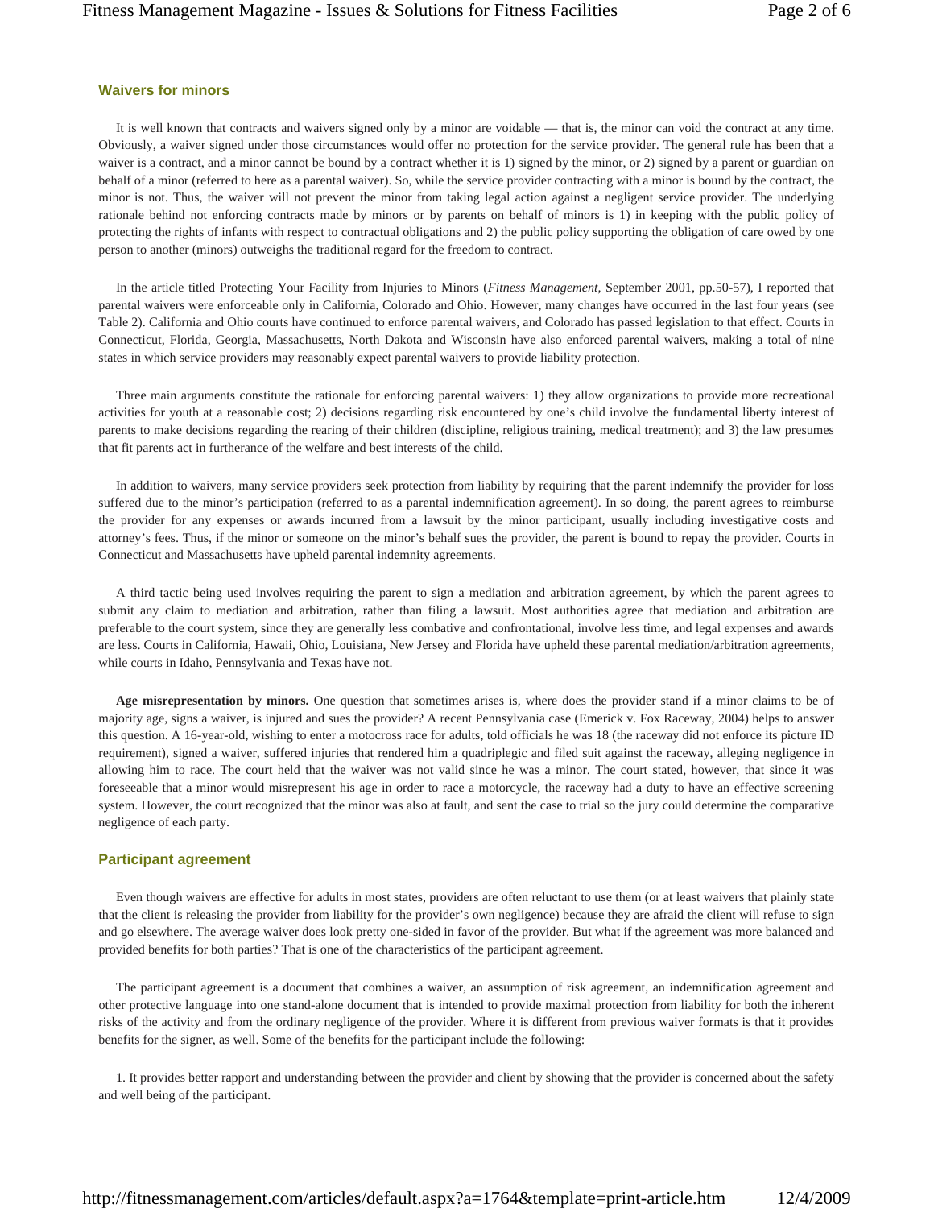## Waivers for minors

It is well known that contracts and waivers signed only by a minor are voidable — that is, the minor can void the contract at any time. Obviously, a waiver signed under those circumstances would offer no protection for the service provider. The general rule has been that a waiver is a contract, and a minor cannot be bound by a contract whether it is 1) signed by the minor, or 2) signed by a parent or guardian on behalf of a minor (referred to here as a parental waiver). So, while the service provider contracting with a minor is bound by the contract, the minor is not. Thus, the waiver will not prevent the minor from taking legal action against a negligent service provider. The underlying rationale behind not enforcing contracts made by minors or by parents on behalf of minors is 1) in keeping with the public policy of protecting the rights of infants with respect to contractual obligations and 2) the public policy supporting the obligation of care owed by one person to another (minors) outweighs the traditional regard for the freedom to contract.

In the article titled Protecting Your Facility from Injuries to Minors (*Fitness Management*, September 2001, pp.50-57), I reported that parental waivers were enforceable only in California, Colorado and Ohio. However, many changes have occurred in the last four years (see Table 2). California and Ohio courts have continued to enforce parental waivers, and Colorado has passed legislation to that effect. Courts in Connecticut, Florida, Georgia, Massachusetts, North Dakota and Wisconsin have also enforced parental waivers, making a total of nine states in which service providers may reasonably expect parental waivers to provide liability protection.

Three main arguments constitute the rationale for enforcing parental waivers: 1) they allow organizations to provide more recreational activities for youth at a reasonable cost; 2) decisions regarding risk encountered by one's child involve the fundamental liberty interest of parents to make decisions regarding the rearing of their children (discipline, religious training, medical treatment); and 3) the law presumes that fit parents act in furtherance of the welfare and best interests of the child.

In addition to waivers, many service providers seek protection from liability by requiring that the parent indemnify the provider for loss suffered due to the minor's participation (referred to as a parental indemnification agreement). In so doing, the parent agrees to reimburse the provider for any expenses or awards incurred from a lawsuit by the minor participant, usually including investigative costs and attorney's fees. Thus, if the minor or someone on the minor's behalf sues the provider, the parent is bound to repay the provider. Courts in Connecticut and Massachusetts have upheld parental indemnity agreements.

A third tactic being used involves requiring the parent to sign a mediation and arbitration agreement, by which the parent agrees to submit any claim to mediation and arbitration, rather than filing a lawsuit. Most authorities agree that mediation and arbitration are preferable to the court system, since they are generally less combative and confrontational, involve less time, and legal expenses and awards are less. Courts in California, Hawaii, Ohio, Louisiana, New Jersey and Florida have upheld these parental mediation/arbitration agreements, while courts in Idaho, Pennsylvania and Texas have not.

**Age misrepresentation by minors.** One question that sometimes arises is, where does the provider stand if a minor claims to be of majority age, signs a waiver, is injured and sues the provider? A recent Pennsylvania case (Emerick v. Fox Raceway, 2004) helps to answer this question. A 16-year-old, wishing to enter a motocross race for adults, told officials he was 18 (the raceway did not enforce its picture ID requirement), signed a waiver, suffered injuries that rendered him a quadriplegic and filed suit against the raceway, alleging negligence in allowing him to race. The court held that the waiver was not valid since he was a minor. The court stated, however, that since it was foreseeable that a minor would misrepresent his age in order to race a motorcycle, the raceway had a duty to have an effective screening system. However, the court recognized that the minor was also at fault, and sent the case to trial so the jury could determine the comparative negligence of each party.

## Participant agreement

Even though waivers are effective for adults in most states, providers are often reluctant to use them (or at least waivers that plainly state that the client is releasing the provider from liability for the provider's own negligence) because they are afraid the client will refuse to sign and go elsewhere. The average waiver does look pretty one-sided in favor of the provider. But what if the agreement was more balanced and provided benefits for both parties? That is one of the characteristics of the participant agreement.

The participant agreement is a document that combines a waiver, an assumption of risk agreement, an indemnification agreement and other protective language into one stand-alone document that is intended to provide maximal protection from liability for both the inherent risks of the activity and from the ordinary negligence of the provider. Where it is different from previous waiver formats is that it provides benefits for the signer, as well. Some of the benefits for the participant include the following:

1. It provides better rapport and understanding between the provider and client by showing that the provider is concerned about the safety and well being of the participant.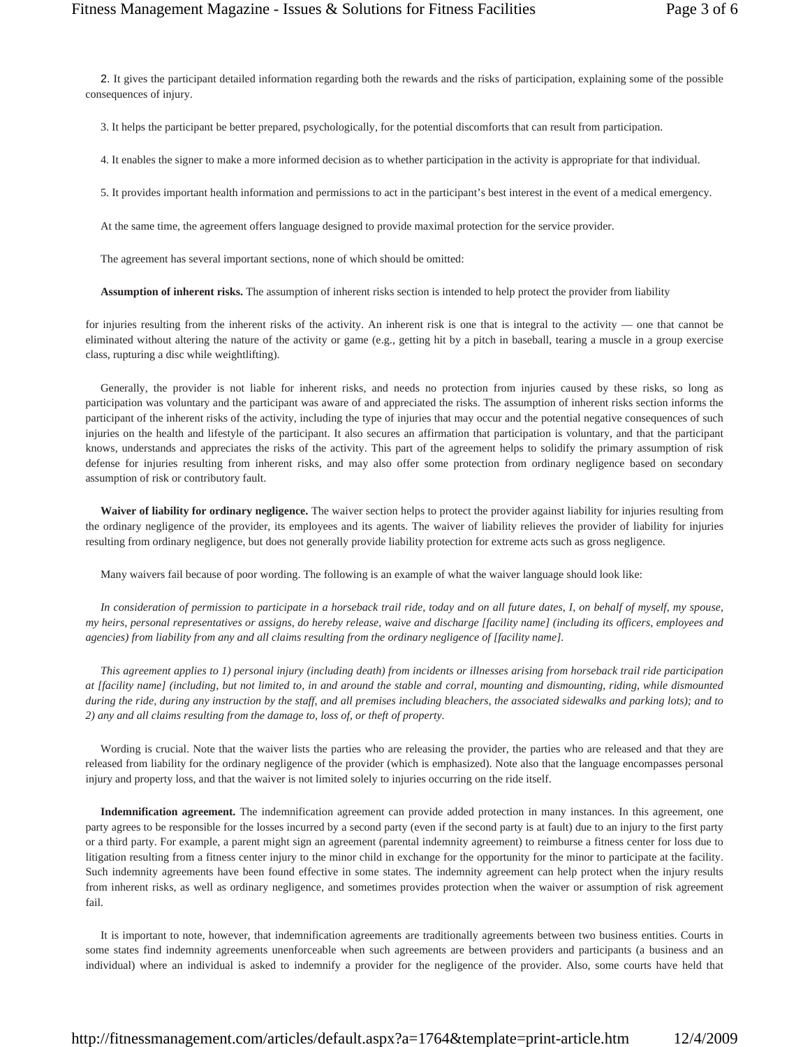2. It gives the participant detailed information regarding both the rewards and the risks of participation, explaining some of the possible consequences of injury.

3. It helps the participant be better prepared, psychologically, for the potential discomforts that can result from participation.

4. It enables the signer to make a more informed decision as to whether participation in the activity is appropriate for that individual.

5. It provides important health information and permissions to act in the participant's best interest in the event of a medical emergency.

At the same time, the agreement offers language designed to provide maximal protection for the service provider.

The agreement has several important sections, none of which should be omitted:

**Assumption of inherent risks.** The assumption of inherent risks section is intended to help protect the provider from liability for injuries resulting from the inherent risks of the activity. An inherent risk is one that is integral to the activity — one that cannot be eliminated without altering the nature of the activity or game (e.g., getting hit by a pitch in baseball, tearing a muscle in a group exercise class, rupturing a disc while weightlifting).

Generally, the provider is not liable for inherent risks, and needs no protection from injuries caused by these risks, so long as participation was voluntary and the participant was aware of and appreciated the risks. The assumption of inherent risks section informs the participant of the inherent risks of the activity, including the type of injuries that may occur and the potential negative consequences of such injuries on the health and lifestyle of the participant. It also secures an affirmation that participation is voluntary, and that the participant knows, understands and appreciates the risks of the activity. This part of the agreement helps to solidify the primary assumption of risk defense for injuries resulting from inherent risks, and may also offer some protection from ordinary negligence based on secondary assumption of risk or contributory fault.

**Waiver of liability for ordinary negligence.** The waiver section helps to protect the provider against liability for injuries resulting from the ordinary negligence of the provider, its employees and its agents. The waiver of liability relieves the provider of liability for injuries resulting from ordinary negligence, but does not generally provide liability protection for extreme acts such as gross negligence.

Many waivers fail because of poor wording. The following is an example of what the waiver language should look like:

*In consideration of permission to participate in a horseback trail ride, today and on all future dates, I, on behalf of myself, my spouse, my heirs, personal representatives or assigns, do hereby release, waive and discharge [facility name] (including its officers, employees and agencies) from liability from any and all claims resulting from the ordinary negligence of [facility name].*

*This agreement applies to 1) personal injury (including death) from incidents or illnesses arising from horseback trail ride participation at [facility name] (including, but not limited to, in and around the stable and corral, mounting and dismounting, riding, while dismounted during the ride, during any instruction by the staff, and all premises including bleachers, the associated sidewalks and parking lots); and to 2) any and all claims resulting from the damage to, loss of, or theft of property.*

Wording is crucial. Note that the waiver lists the parties who are releasing the provider, the parties who are released and that they are released from liability for the ordinary negligence of the provider (which is emphasized). Note also that the language encompasses personal injury and property loss, and that the waiver is not limited solely to injuries occurring on the ride itself.

**Indemnification agreement.** The indemnification agreement can provide added protection in many instances. In this agreement, one party agrees to be responsible for the losses incurred by a second party (even if the second party is at fault) due to an injury to the first party or a third party. For example, a parent might sign an agreement (parental indemnity agreement) to reimburse a fitness center for loss due to litigation resulting from a fitness center injury to the minor child in exchange for the opportunity for the minor to participate at the facility. Such indemnity agreements have been found effective in some states. The indemnity agreement can help protect when the injury results from inherent risks, as well as ordinary negligence, and sometimes provides protection when the waiver or assumption of risk agreement fail.

It is important to note, however, that indemnification agreements are traditionally agreements between two business entities. Courts in some states find indemnity agreements unenforceable when such agreements are between providers and participants (a business and an individual) where an individual is asked to indemnify a provider for the negligence of the provider. Also, some courts have held that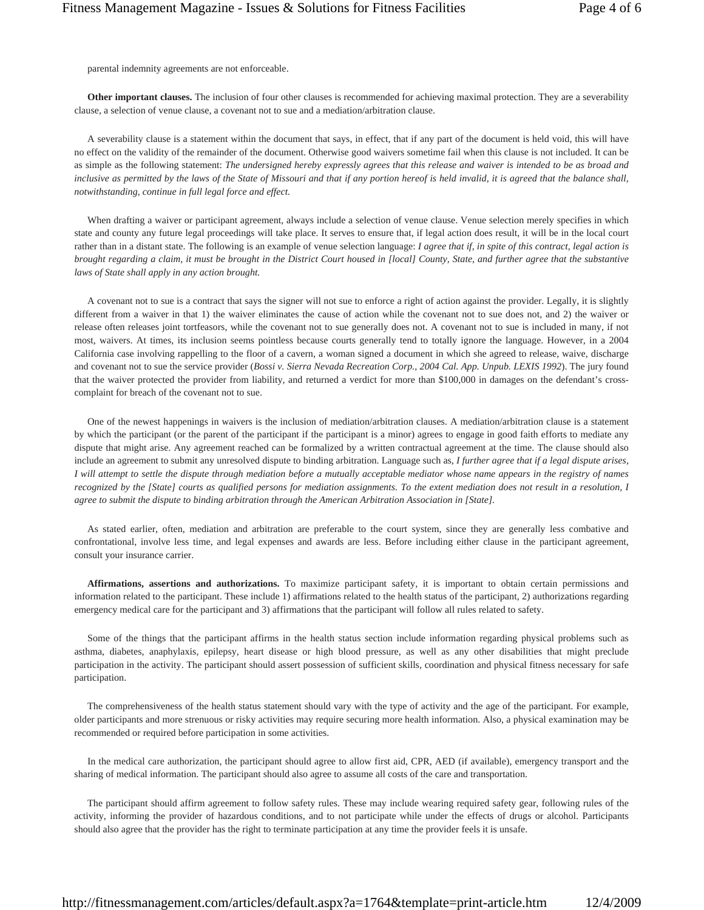parental indemnity agreements are not enforceable.

**Other important clauses.** The inclusion of four other clauses is recommended for achieving maximal protection. They are a severability clause, a selection of venue clause, a covenant not to sue and a mediation/arbitration clause.

A severability clause is a statement within the document that says, in effect, that if any part of the document is held void, this will have no effect on the validity of the remainder of the document. Otherwise good waivers sometime fail when this clause is not included. It can be as simple as the following statement: *The undersigned hereby expressly agrees that this release and waiver is intended to be as broad and inclusive as permitted by the laws of the State of Missouri and that if any portion hereof is held invalid, it is agreed that the balance shall, notwithstanding, continue in full legal force and effect.*

When drafting a waiver or participant agreement, always include a selection of venue clause. Venue selection merely specifies in which state and county any future legal proceedings will take place. It serves to ensure that, if legal action does result, it will be in the local court rather than in a distant state. The following is an example of venue selection language: *I agree that if, in spite of this contract, legal action is brought regarding a claim, it must be brought in the District Court housed in [local] County, State, and further agree that the substantive laws of State shall apply in any action brought.*

A covenant not to sue is a contract that says the signer will not sue to enforce a right of action against the provider. Legally, it is slightly different from a waiver in that 1) the waiver eliminates the cause of action while the covenant not to sue does not, and 2) the waiver or release often releases joint tortfeasors, while the covenant not to sue generally does not. A covenant not to sue is included in many, if not most, waivers. At times, its inclusion seems pointless because courts generally tend to totally ignore the language. However, in a 2004 California case involving rappelling to the floor of a cavern, a woman signed a document in which she agreed to release, waive, discharge and covenant not to sue the service provider (*Bossi v. Sierra Nevada Recreation Corp., 2004 Cal. App. Unpub. LEXIS 1992*). The jury found that the waiver protected the provider from liability, and returned a verdict for more than $100,000 in damages on the defendant's cross-complaint for breach of the covenant not to sue.

One of the newest happenings in waivers is the inclusion of mediation/arbitration clauses. A mediation/arbitration clause is a statement by which the participant (or the parent of the participant if the participant is a minor) agrees to engage in good faith efforts to mediate any dispute that might arise. Any agreement reached can be formalized by a written contractual agreement at the time. The clause should also include an agreement to submit any unresolved dispute to binding arbitration. Language such as, *I further agree that if a legal dispute arises, I will attempt to settle the dispute through mediation before a mutually acceptable mediator whose name appears in the registry of names recognized by the [State] courts as qualified persons for mediation assignments. To the extent mediation does not result in a resolution, I agree to submit the dispute to binding arbitration through the American Arbitration Association in [State].*

As stated earlier, often, mediation and arbitration are preferable to the court system, since they are generally less combative and confrontational, involve less time, and legal expenses and awards are less. Before including either clause in the participant agreement, consult your insurance carrier.

**Affirmations, assertions and authorizations.** To maximize participant safety, it is important to obtain certain permissions and information related to the participant. These include 1) affirmations related to the health status of the participant, 2) authorizations regarding emergency medical care for the participant and 3) affirmations that the participant will follow all rules related to safety.

Some of the things that the participant affirms in the health status section include information regarding physical problems such as asthma, diabetes, anaphylaxis, epilepsy, heart disease or high blood pressure, as well as any other disabilities that might preclude participation in the activity. The participant should assert possession of sufficient skills, coordination and physical fitness necessary for safe participation.

The comprehensiveness of the health status statement should vary with the type of activity and the age of the participant. For example, older participants and more strenuous or risky activities may require securing more health information. Also, a physical examination may be recommended or required before participation in some activities.

In the medical care authorization, the participant should agree to allow first aid, CPR, AED (if available), emergency transport and the sharing of medical information. The participant should also agree to assume all costs of the care and transportation.

The participant should affirm agreement to follow safety rules. These may include wearing required safety gear, following rules of the activity, informing the provider of hazardous conditions, and to not participate while under the effects of drugs or alcohol. Participants should also agree that the provider has the right to terminate participation at any time the provider feels it is unsafe.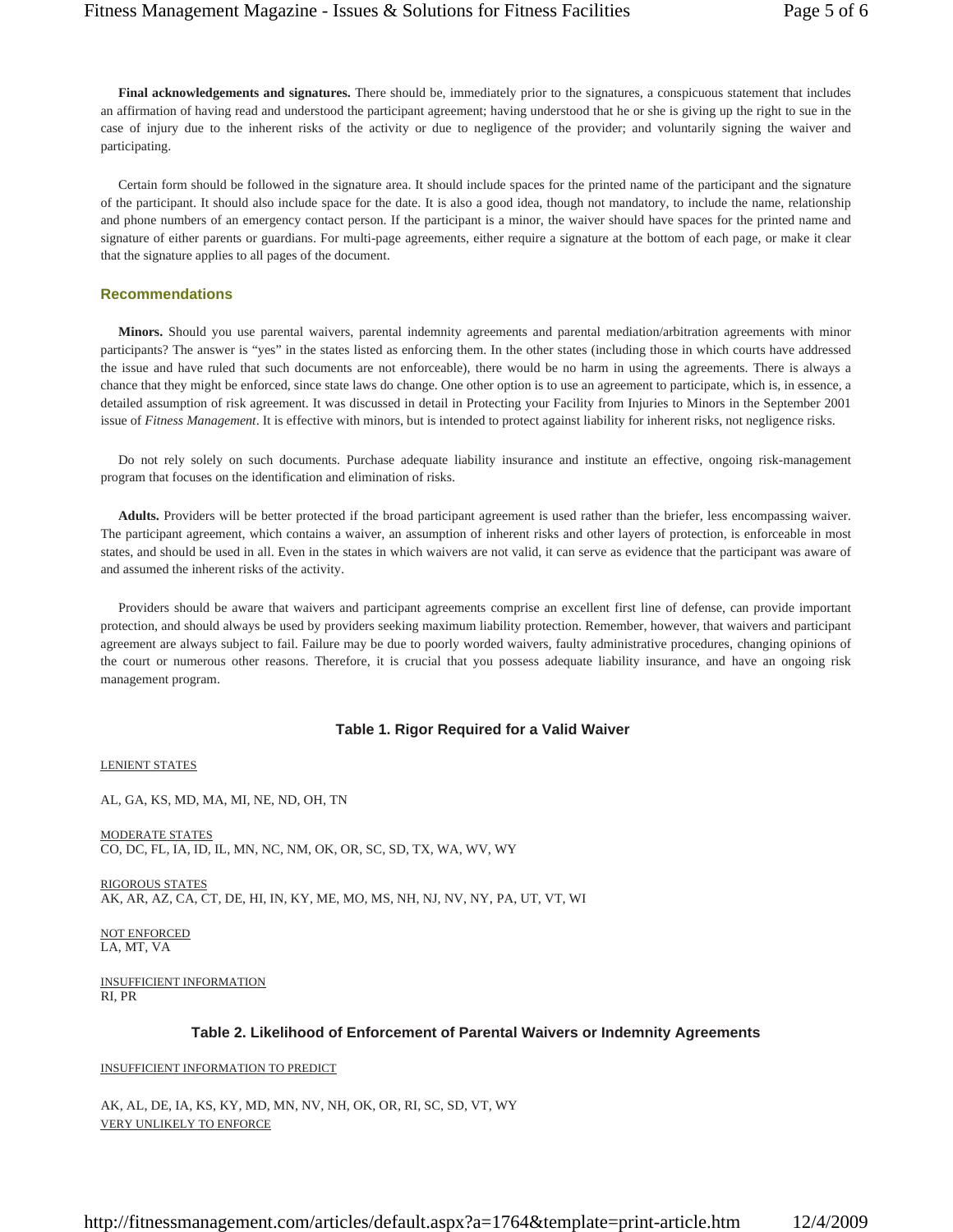**Final acknowledgements and signatures.** There should be, immediately prior to the signatures, a conspicuous statement that includes an affirmation of having read and understood the participant agreement; having understood that he or she is giving up the right to sue in the case of injury due to the inherent risks of the activity or due to negligence of the provider; and voluntarily signing the waiver and participating.

Certain form should be followed in the signature area. It should include spaces for the printed name of the participant and the signature of the participant. It should also include space for the date. It is also a good idea, though not mandatory, to include the name, relationship and phone numbers of an emergency contact person. If the participant is a minor, the waiver should have spaces for the printed name and signature of either parents or guardians. For multi-page agreements, either require a signature at the bottom of each page, or make it clear that the signature applies to all pages of the document.

### Recommendations

**Minors.** Should you use parental waivers, parental indemnity agreements and parental mediation/arbitration agreements with minor participants? The answer is "yes" in the states listed as enforcing them. In the other states (including those in which courts have addressed the issue and have ruled that such documents are not enforceable), there would be no harm in using the agreements. There is always a chance that they might be enforced, since state laws do change. One other option is to use an agreement to participate, which is, in essence, a detailed assumption of risk agreement. It was discussed in detail in Protecting your Facility from Injuries to Minors in the September 2001 issue of *Fitness Management*. It is effective with minors, but is intended to protect against liability for inherent risks, not negligence risks.

Do not rely solely on such documents. Purchase adequate liability insurance and institute an effective, ongoing risk-management program that focuses on the identification and elimination of risks.

**Adults.** Providers will be better protected if the broad participant agreement is used rather than the briefer, less encompassing waiver. The participant agreement, which contains a waiver, an assumption of inherent risks and other layers of protection, is enforceable in most states, and should be used in all. Even in the states in which waivers are not valid, it can serve as evidence that the participant was aware of and assumed the inherent risks of the activity.

Providers should be aware that waivers and participant agreements comprise an excellent first line of defense, can provide important protection, and should always be used by providers seeking maximum liability protection. Remember, however, that waivers and participant agreement are always subject to fail. Failure may be due to poorly worded waivers, faulty administrative procedures, changing opinions of the court or numerous other reasons. Therefore, it is crucial that you possess adequate liability insurance, and have an ongoing risk management program.

#### Table 1. Rigor Required for a Valid Waiver

LENIENT STATES

AL, GA, KS, MD, MA, MI, NE, ND, OH, TN

MODERATE STATES
CO, DC, FL, IA, ID, IL, MN, NC, NM, OK, OR, SC, SD, TX, WA, WV, WY

RIGOROUS STATES
AK, AR, AZ, CA, CT, DE, HI, IN, KY, ME, MO, MS, NH, NJ, NV, NY, PA, UT, VT, WI

NOT ENFORCED
LA, MT, VA

INSUFFICIENT INFORMATION
RI, PR

#### Table 2. Likelihood of Enforcement of Parental Waivers or Indemnity Agreements

INSUFFICIENT INFORMATION TO PREDICT

AK, AL, DE, IA, KS, KY, MD, MN, NV, NH, OK, OR, RI, SC, SD, VT, WY

VERY UNLIKELY TO ENFORCE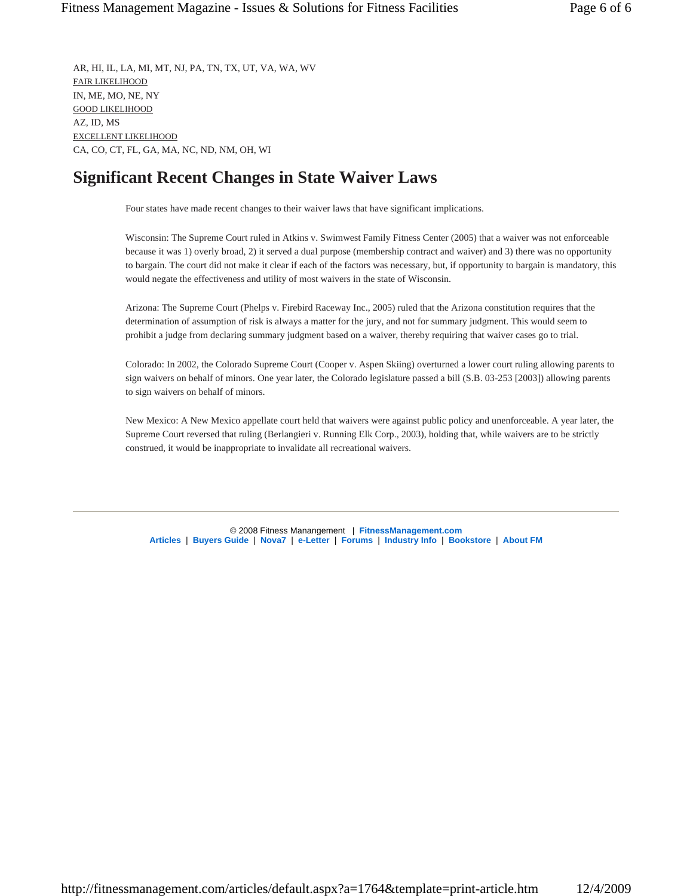AR, HI, IL, LA, MI, MT, NJ, PA, TN, TX, UT, VA, WA, WV

FAIR LIKELIHOOD

IN, ME, MO, NE, NY

GOOD LIKELIHOOD

AZ, ID, MS

EXCELLENT LIKELIHOOD

CA, CO, CT, FL, GA, MA, NC, ND, NM, OH, WI

## Significant Recent Changes in State Waiver Laws

Four states have made recent changes to their waiver laws that have significant implications.

Wisconsin: The Supreme Court ruled in Atkins v. Swimwest Family Fitness Center (2005) that a waiver was not enforceable because it was 1) overly broad, 2) it served a dual purpose (membership contract and waiver) and 3) there was no opportunity to bargain. The court did not make it clear if each of the factors was necessary, but, if opportunity to bargain is mandatory, this would negate the effectiveness and utility of most waivers in the state of Wisconsin.

Arizona: The Supreme Court (Phelps v. Firebird Raceway Inc., 2005) ruled that the Arizona constitution requires that the determination of assumption of risk is always a matter for the jury, and not for summary judgment. This would seem to prohibit a judge from declaring summary judgment based on a waiver, thereby requiring that waiver cases go to trial.

Colorado: In 2002, the Colorado Supreme Court (Cooper v. Aspen Skiing) overturned a lower court ruling allowing parents to sign waivers on behalf of minors. One year later, the Colorado legislature passed a bill (S.B. 03-253 [2003]) allowing parents to sign waivers on behalf of minors.

New Mexico: A New Mexico appellate court held that waivers were against public policy and unenforceable. A year later, the Supreme Court reversed that ruling (Berlangieri v. Running Elk Corp., 2003), holding that, while waivers are to be strictly construed, it would be inappropriate to invalidate all recreational waivers.

---

© 2008 Fitness Manangement | FitnessManagement.com

Articles | Buyers Guide | Nova7 | e-Letter | Forums | Industry Info | Bookstore | About FM